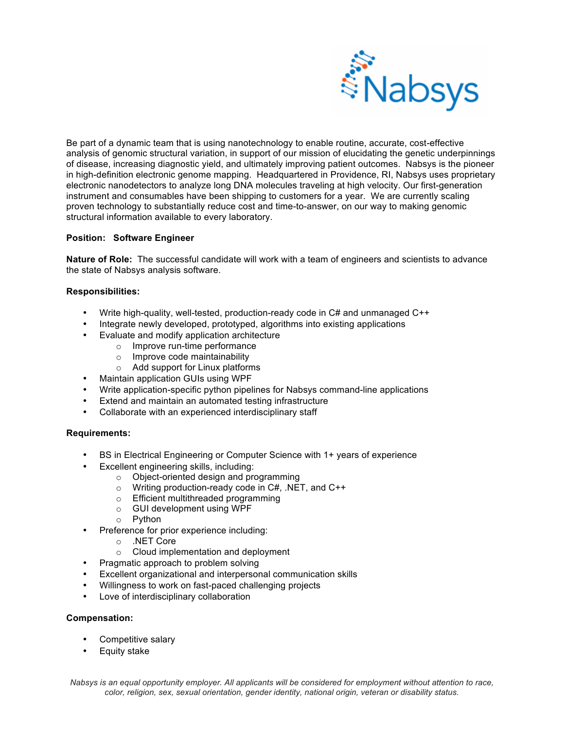Nabsys

Be part of a dynamic team that is using nanotechnology to enable routine, accurate, cost-effective analysis of genomic structural variation, in support of our mission of elucidating the genetic underpinnings of disease, increasing diagnostic yield, and ultimately improving patient outcomes. Nabsys is the pioneer in high-definition electronic genome mapping. Headquartered in Providence, RI, Nabsys uses proprietary electronic nanodetectors to analyze long DNA molecules traveling at high velocity. Our first-generation instrument and consumables have been shipping to customers for a year. We are currently scaling proven technology to substantially reduce cost and time-to-answer, on our way to making genomic structural information available to every laboratory.

**Position: Software Engineer**

**Nature of Role:** The successful candidate will work with a team of engineers and scientists to advance the state of Nabsys analysis software.

**Responsibilities:**

- Write high-quality, well-tested, production-ready code in C# and unmanaged C++
- Integrate newly developed, prototyped, algorithms into existing applications
- Evaluate and modify application architecture
  - Improve run-time performance
  - Improve code maintainability
  - Add support for Linux platforms
- Maintain application GUIs using WPF
- Write application-specific python pipelines for Nabsys command-line applications
- Extend and maintain an automated testing infrastructure
- Collaborate with an experienced interdisciplinary staff

**Requirements:**

- BS in Electrical Engineering or Computer Science with 1+ years of experience
- Excellent engineering skills, including:
  - Object-oriented design and programming
  - Writing production-ready code in C#, .NET, and C++
  - Efficient multithreaded programming
  - GUI development using WPF
  - Python
- Preference for prior experience including:
  - .NET Core
  - Cloud implementation and deployment
- Pragmatic approach to problem solving
- Excellent organizational and interpersonal communication skills
- Willingness to work on fast-paced challenging projects
- Love of interdisciplinary collaboration

**Compensation:**

- Competitive salary
- Equity stake

*Nabsys is an equal opportunity employer. All applicants will be considered for employment without attention to race, color, religion, sex, sexual orientation, gender identity, national origin, veteran or disability status.*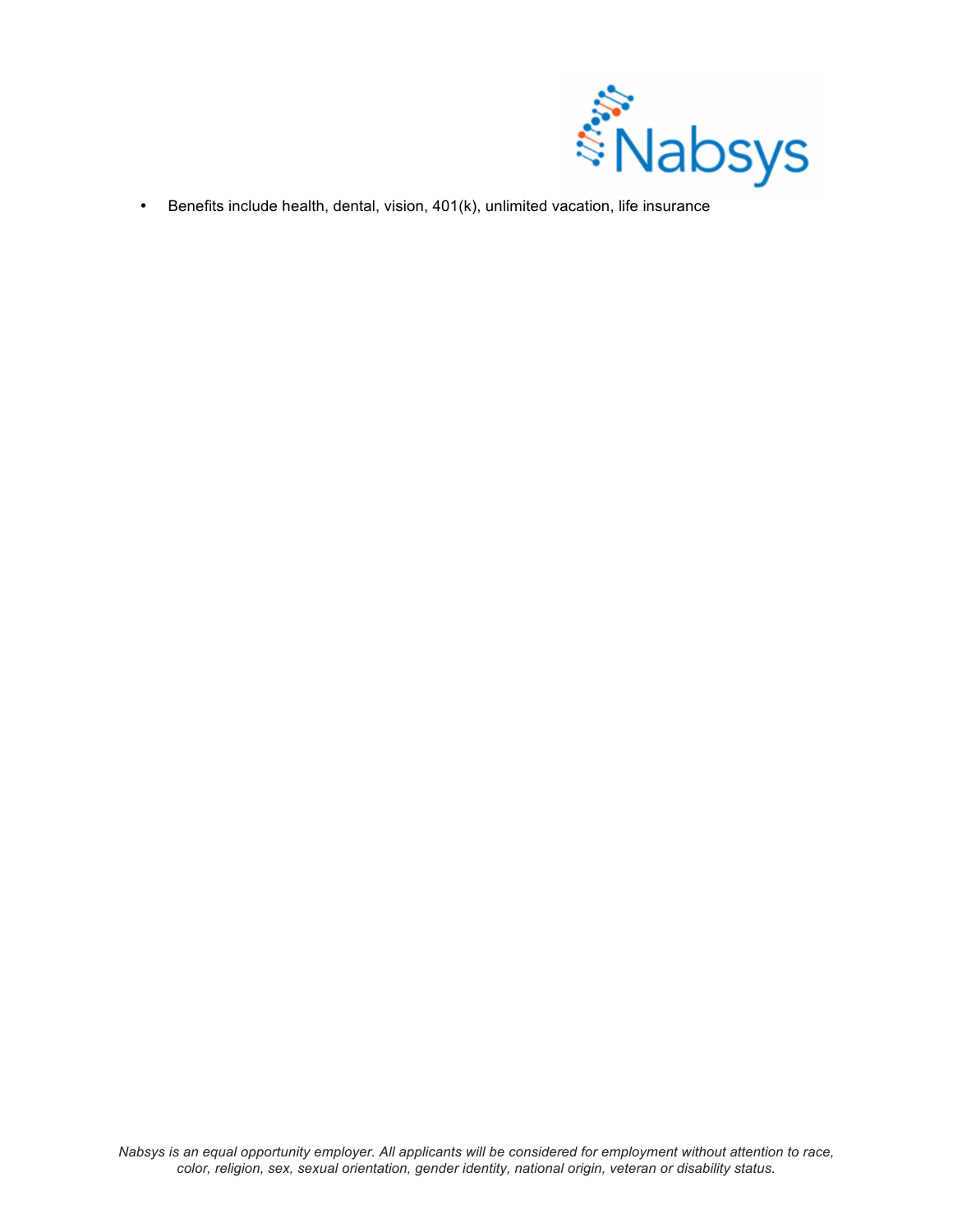- Benefits include health, dental, vision, 401(k), unlimited vacation, life insurance

*Nabsys is an equal opportunity employer. All applicants will be considered for employment without attention to race, color, religion, sex, sexual orientation, gender identity, national origin, veteran or disability status.*